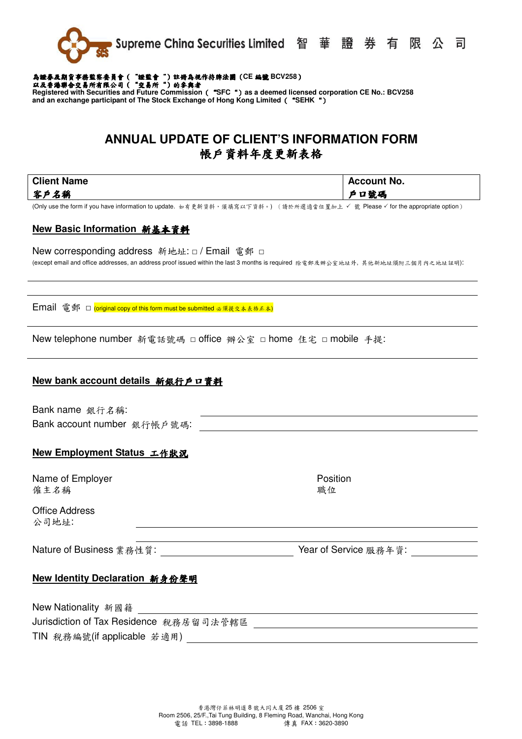Supreme China Securities Limited 智華證券有限公司

為證券及期貨事務監察委員會（"證監會"）註冊為視作持牌法團（CE 編號 BCV258）
以及香港聯合交易所有限公司（"交易所"）的參與者
Registered with Securities and Future Commission（"SFC"）as a deemed licensed corporation CE No.: BCV258
and an exchange participant of The Stock Exchange of Hong Kong Limited（"SEHK"）

# ANNUAL UPDATE OF CLIENT'S INFORMATION FORM
# 帳戶資料年度更新表格

| Client Name 客戶名稱 | Account No. 戶口號碼 |
|---|---|

(Only use the form if you have information to update. 如有更新資料，須填寫以下資料。)（請於所選適當位置加上 ✓ 號 Please ✓ for the appropriate option）

## New Basic Information 新基本資料

New corresponding address 新地址: □ / Email 電郵 □
(except email and office addresses, an address proof issued within the last 3 months is required 除電郵及辦公室地址外，其他新地址須附三個月內之地址證明):

______________________________

Email 電郵 □ (original copy of this form must be submitted 必須提交本表格正本)

______________________________

New telephone number 新電話號碼 □ office 辦公室 □ home 住宅 □ mobile 手提:

______________________________

## New bank account details 新銀行戶口資料

Bank name 銀行名稱: ______________________________

Bank account number 銀行帳戶號碼: ______________________________

## New Employment Status 工作狀況

Name of Employer 僱主名稱　　　　Position 職位

Office Address 公司地址: ______________________________

______________________________

Nature of Business 業務性質: ____________　　Year of Service 服務年資: ____________

## New Identity Declaration 新身份聲明

New Nationality 新國籍 ______________________________

Jurisdiction of Tax Residence 稅務居留司法管轄區 ______________________________

TIN 稅務編號(if applicable 若適用) ______________________________

香港灣仔菲林明道 8 號大同大廈 25 樓 2506 室
Room 2506, 25/F.,Tai Tung Building, 8 Fleming Road, Wanchai, Hong Kong
電話 TEL：3898-1888　　傳真 FAX：3620-3890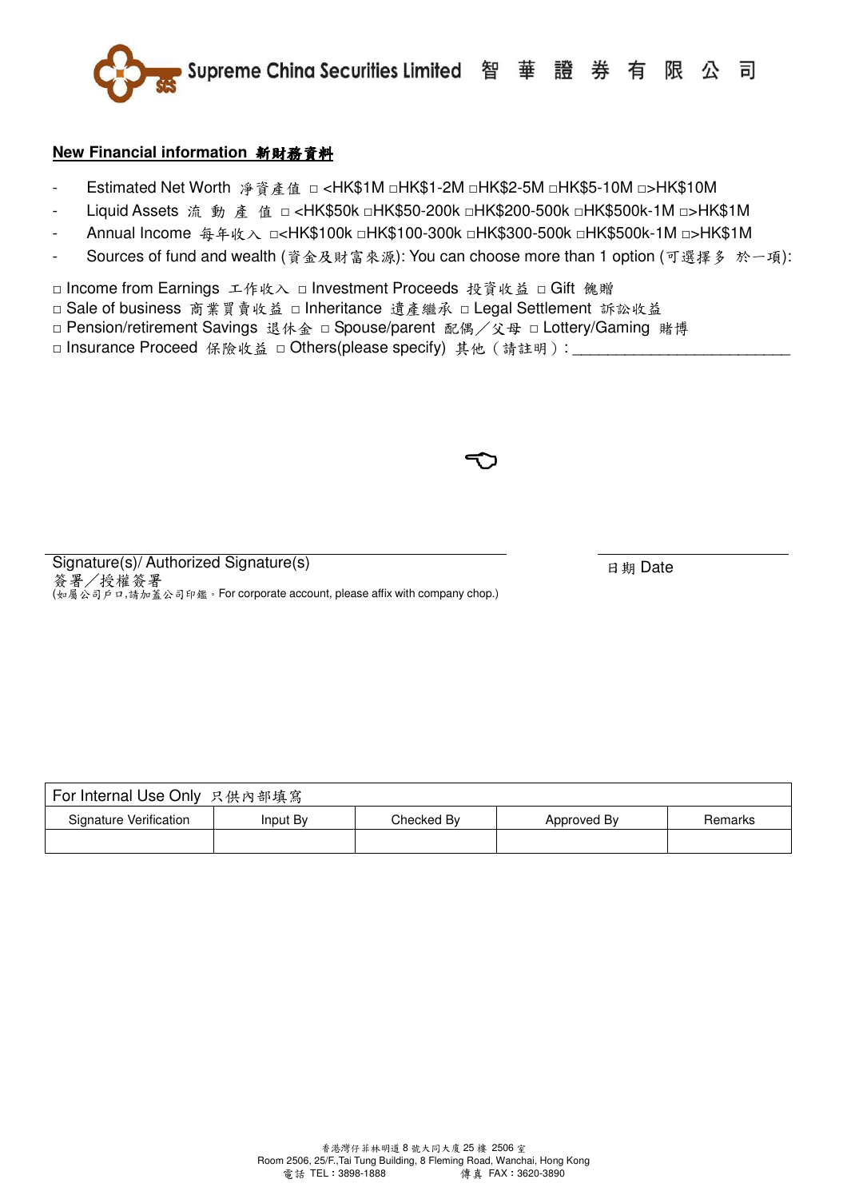Supreme China Securities Limited 智 華 證 券 有 限 公 司

**New Financial information 新財務資料**

- Estimated Net Worth 淨資產值 □ <HK$1M □HK$1-2M □HK$2-5M □HK$5-10M □>HK$10M
- Liquid Assets 流 動 產 值 □ <HK$50k □HK$50-200k □HK$200-500k □HK$500k-1M □>HK$1M
- Annual Income 每年收入 □<HK$100k □HK$100-300k □HK$300-500k □HK$500k-1M □>HK$1M
- Sources of fund and wealth (資金及財富來源): You can choose more than 1 option (可選擇多 於一項):

□ Income from Earnings 工作收入 □ Investment Proceeds 投資收益 □ Gift 餽贈
□ Sale of business 商業買賣收益 □ Inheritance 遺產繼承 □ Legal Settlement 訴訟收益
□ Pension/retirement Savings 退休金 □ Spouse/parent 配偶／父母 □ Lottery/Gaming 賭博
□ Insurance Proceed 保險收益 □ Others(please specify) 其他（請註明）: ______________________

Signature(s)/ Authorized Signature(s)
簽署／授權簽署
(如屬公司戶口,請加蓋公司印鑑。For corporate account, please affix with company chop.)

日期 Date

| For Internal Use Only 只供內部填寫 | | | | |
|---|---|---|---|---|
| Signature Verification | Input By | Checked By | Approved By | Remarks |
| | | | | |

香港灣仔菲林明道 8 號大同大廈 25 樓 2506 室
Room 2506, 25/F.,Tai Tung Building, 8 Fleming Road, Wanchai, Hong Kong
電話 TEL：3898-1888 傳真 FAX：3620-3890